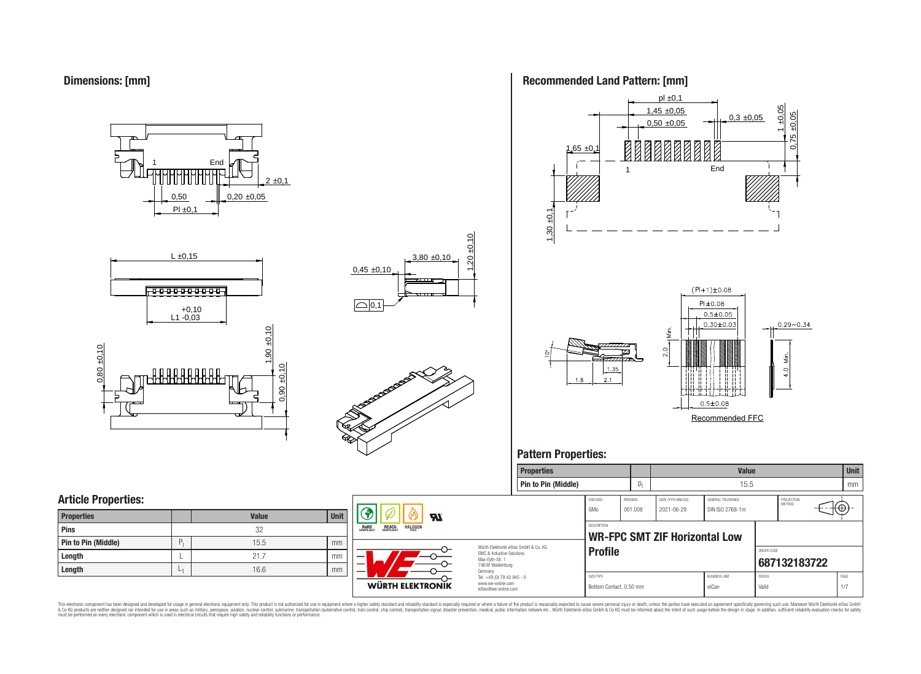## Dimensions: [mm]

## Recommended Land Pattern: [mm]

## Pattern Properties:

| Properties | | Value | Unit |
|---|---|---|---|
| Pin to Pin (Middle) | $P_l$ | 15.5 | mm |

## Article Properties:

| Properties | | Value | Unit |
|---|---|---|---|
| Pins | | 32 | |
| Pin to Pin (Middle) | $P_l$ | 15.5 | mm |
| Length | L | 21.7 | mm |
| Length | $L_1$ | 16.6 | mm |

| CHECKED | REVISION | DATE (YYYY-MM-DD) | GENERAL TOLERANCE | PROJECTION METHOD |
|---|---|---|---|---|
| GMo | 001.008 | 2021-06-29 | DIN ISO 2768-1m | |

DESCRIPTION

**WR-FPC SMT ZIF Horizontal Low Profile**

ORDER CODE

**687132183722**

| SIZE/TYPE | BUSINESS UNIT | STATUS | PAGE |
|---|---|---|---|
| Bottom Contact, 0.50 mm | eiCan | Valid | 1/7 |

Würth Elektronik eiSos GmbH & Co. KG
EMC & Inductive Solutions
Max-Eyth-Str. 1
74638 Waldenburg
Germany
Tel. +49 (0) 79 42 945 - 0
www.we-online.com
eiSos@we-online.com

This electronic component has been designed and developed for usage in general electronic equipment only. This product is not authorized for use in equipment where a higher safety standard and reliability standard is especially required or where a failure of the product is reasonably expected to cause severe personal injury or death, unless the parties have executed an agreement specifically governing such use. Moreover Würth Elektronik eiSos GmbH & Co KG products are neither designed nor intended for use in areas such as military, aerospace, aviation, nuclear control, submarine, transportation (automotive control, train control, ship control), transportation signal, disaster prevention, medical, public information network etc.. Würth Elektronik eiSos GmbH & Co KG must be informed about the intent of such usage before the design-in stage. In addition, sufficient reliability evaluation checks for safety must be performed on every electronic component which is used in electrical circuits that require high safety and reliability functions or performance.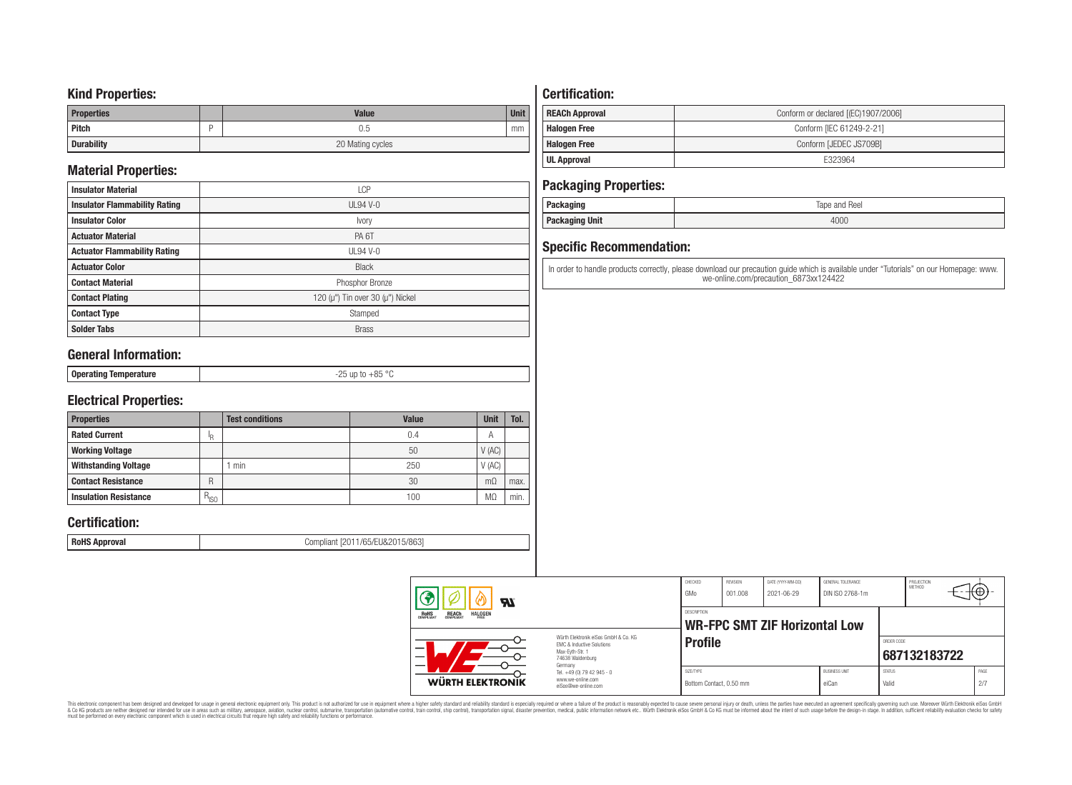## Kind Properties:

| Properties | | Value | Unit |
|---|---|---|---|
| Pitch | P | 0.5 | mm |
| Durability | | 20 Mating cycles | |

## Material Properties:

| | |
|---|---|
| Insulator Material | LCP |
| Insulator Flammability Rating | UL94 V-0 |
| Insulator Color | Ivory |
| Actuator Material | PA 6T |
| Actuator Flammability Rating | UL94 V-0 |
| Actuator Color | Black |
| Contact Material | Phosphor Bronze |
| Contact Plating | 120 (µ") Tin over 30 (µ") Nickel |
| Contact Type | Stamped |
| Solder Tabs | Brass |

## General Information:

| | |
|---|---|
| Operating Temperature | -25 up to +85 °C |

## Electrical Properties:

| Properties | | Test conditions | Value | Unit | Tol. |
|---|---|---|---|---|---|
| Rated Current | $I_R$ | | 0.4 | A | |
| Working Voltage | | | 50 | V (AC) | |
| Withstanding Voltage | | 1 min | 250 | V (AC) | |
| Contact Resistance | R | | 30 | mΩ | max. |
| Insulation Resistance | $R_{ISO}$ | | 100 | MΩ | min. |

## Certification:

| | |
|---|---|
| RoHS Approval | Compliant [2011/65/EU&2015/863] |

## Certification:

| | |
|---|---|
| REACh Approval | Conform or declared [(EC)1907/2006] |
| Halogen Free | Conform [IEC 61249-2-21] |
| Halogen Free | Conform [JEDEC JS709B] |
| UL Approval | E323964 |

## Packaging Properties:

| | |
|---|---|
| Packaging | Tape and Reel |
| Packaging Unit | 4000 |

## Specific Recommendation:

In order to handle products correctly, please download our precaution guide which is available under "Tutorials" on our Homepage: www.we-online.com/precaution_6873xx124422

| CHECKED | REVISION | DATE (YYYY-MM-DD) | GENERAL TOLERANCE | PROJECTION METHOD |
|---|---|---|---|---|
| GMo | 001.008 | 2021-06-29 | DIN ISO 2768-1m | |

Würth Elektronik eiSos GmbH & Co. KG
EMC & Inductive Solutions
Max-Eyth-Str. 1
74638 Waldenburg
Germany
Tel. +49 (0) 79 42 945 - 0
www.we-online.com
eiSos@we-online.com

DESCRIPTION: **WR-FPC SMT ZIF Horizontal Low Profile**

ORDER CODE: **687132183722**

| SIZE/TYPE | BUSINESS UNIT | STATUS | PAGE |
|---|---|---|---|
| Bottom Contact, 0.50 mm | eiCan | Valid | 2/7 |

This electronic component has been designed and developed for usage in general electronic equipment only. This product is not authorized for use in equipment where a higher safety standard and reliability standard is especially required or where a failure of the product is reasonably expected to cause severe personal injury or death, unless the parties have executed an agreement specifically governing such use. Moreover Würth Elektronik eiSos GmbH & Co KG products are neither designed nor intended for use in areas such as military, aerospace, aviation, nuclear control, submarine, transportation (automotive control, train control, ship control), transportation signal, disaster prevention, medical, public information network etc.. Würth Elektronik eiSos GmbH & Co KG must be informed about the intent of such usage before the design-in stage. In addition, sufficient reliability evaluation checks for safety must be performed on every electronic component which is used in electrical circuits that require high safety and reliability functions or performance.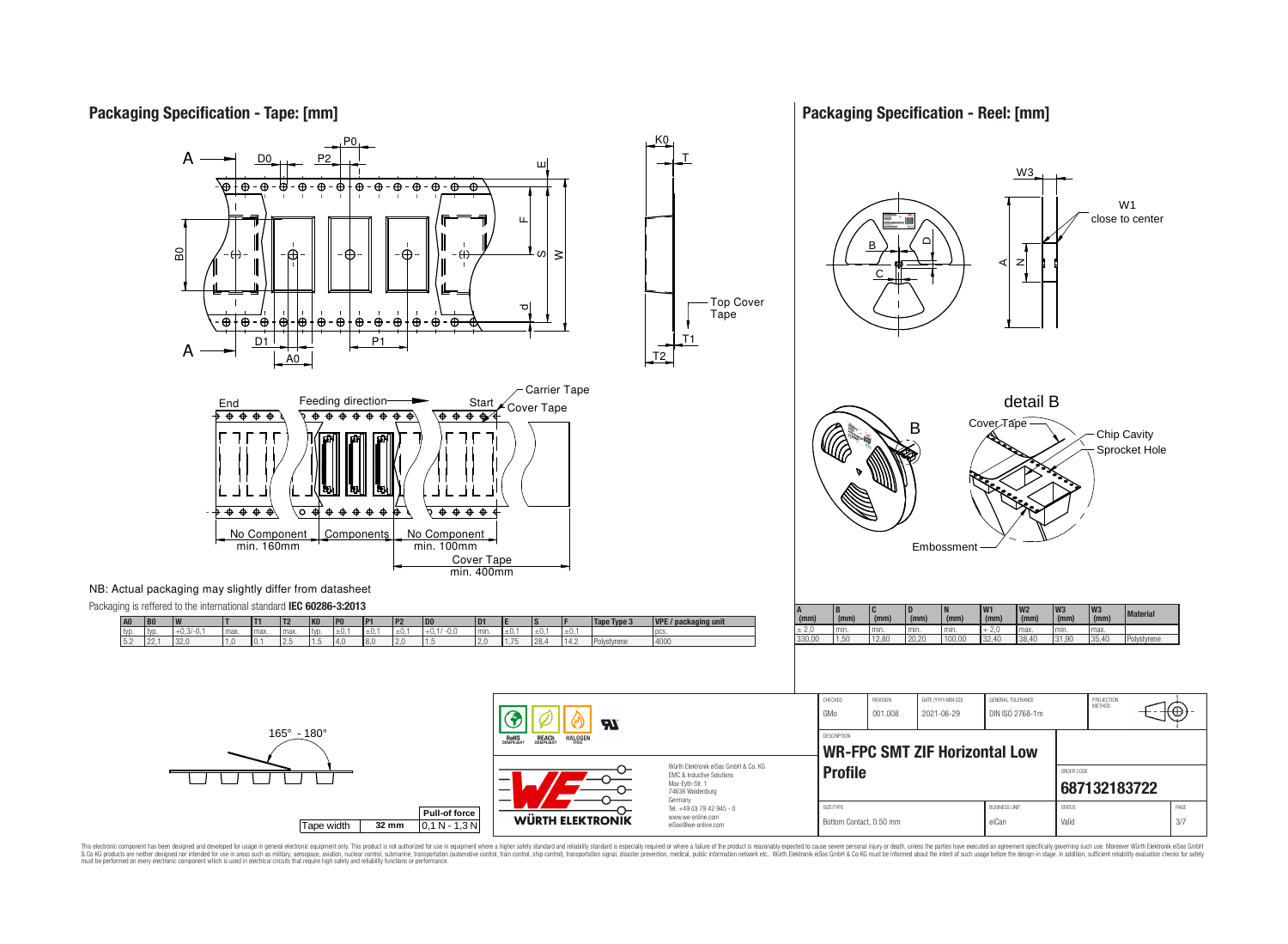## Packaging Specification - Tape: [mm]

Top Cover Tape

End — Feeding direction — Start — Carrier Tape — Cover Tape

No Component min. 160mm | Components | No Component min. 100mm | Cover Tape min. 400mm

NB: Actual packaging may slightly differ from datasheet

Packaging is reffered to the international standard **IEC 60286-3:2013**

| A0 | B0 | W | T | T1 | T2 | K0 | P0 | P1 | P2 | D0 | D1 | E | S | F | Tape Type 3 | VPE / packaging unit |
|---|---|---|---|---|---|---|---|---|---|---|---|---|---|---|---|---|
| typ. | typ. | +0,3/-0,1 | max. | max. | max. | typ. | ±0,1 | ±0,1 | ±0,1 | +0,1/ -0,0 | min. | ±0,1 | ±0,1 | ±0,1 | | pcs. |
| 5.2 | 22,1 | 32,0 | 1,0 | 0,1 | 2,5 | 1,5 | 4,0 | 8,0 | 2,0 | 1,5 | 2,0 | 1,75 | 28,4 | 14,2 | Polystyrene | 4000 |

165° - 180°

| Tape width | 32 mm | Pull-of force |
|---|---|---|
| | | 0,1 N - 1,3 N |

## Packaging Specification - Reel: [mm]

W1 close to center

detail B — Cover Tape — Chip Cavity — Sprocket Hole — Embossment

| A (mm) | B (mm) | C (mm) | D (mm) | N (mm) | W1 (mm) | W2 (mm) | W3 (mm) | W3 (mm) | Material |
|---|---|---|---|---|---|---|---|---|---|
| ± 2,0 | min. | min. | min. | min. | + 2,0 | max. | min. | max. | |
| 330,00 | 1,50 | 12,80 | 20,20 | 100,00 | 32,40 | 38,40 | 31,90 | 35,40 | Polystyrene |

| CHECKED | REVISION | DATE (YYYY-MM-DD) | GENERAL TOLERANCE | PROJECTION METHOD |
|---|---|---|---|---|
| GMo | 001.008 | 2021-06-29 | DIN ISO 2768-1m | |

DESCRIPTION: **WR-FPC SMT ZIF Horizontal Low Profile**

ORDER CODE: **687132183722**

| SIZE/TYPE | BUSINESS UNIT | STATUS | PAGE |
|---|---|---|---|
| Bottom Contact, 0.50 mm | eiCan | Valid | 3/7 |

Würth Elektronik eiSos GmbH & Co. KG
EMC & Inductive Solutions
Max-Eyth-Str. 1
74638 Waldenburg
Germany
Tel. +49 (0) 79 42 945 - 0
www.we-online.com
eiSos@we-online.com

This electronic component has been designed and developed for usage in general electronic equipment only. This product is not authorized for use in equipment where a higher safety standard and reliability standard is especially required or where a failure of the product is reasonably expected to cause severe personal injury or death, unless the parties have executed an agreement specifically governing such use. Moreover Würth Elektronik eiSos GmbH & Co KG products are neither designed nor intended for use in areas such as military, aerospace, aviation, nuclear control, submarine, transportation (automotive control, train control, ship control), transportation signal, disaster prevention, medical, public information network etc.. Würth Elektronik eiSos GmbH & Co KG must be informed about the intent of such usage before the design-in stage. In addition, sufficient reliability evaluation checks for safety must be performed on every electronic component which is used in electrical circuits that require high safety and reliability functions or performance.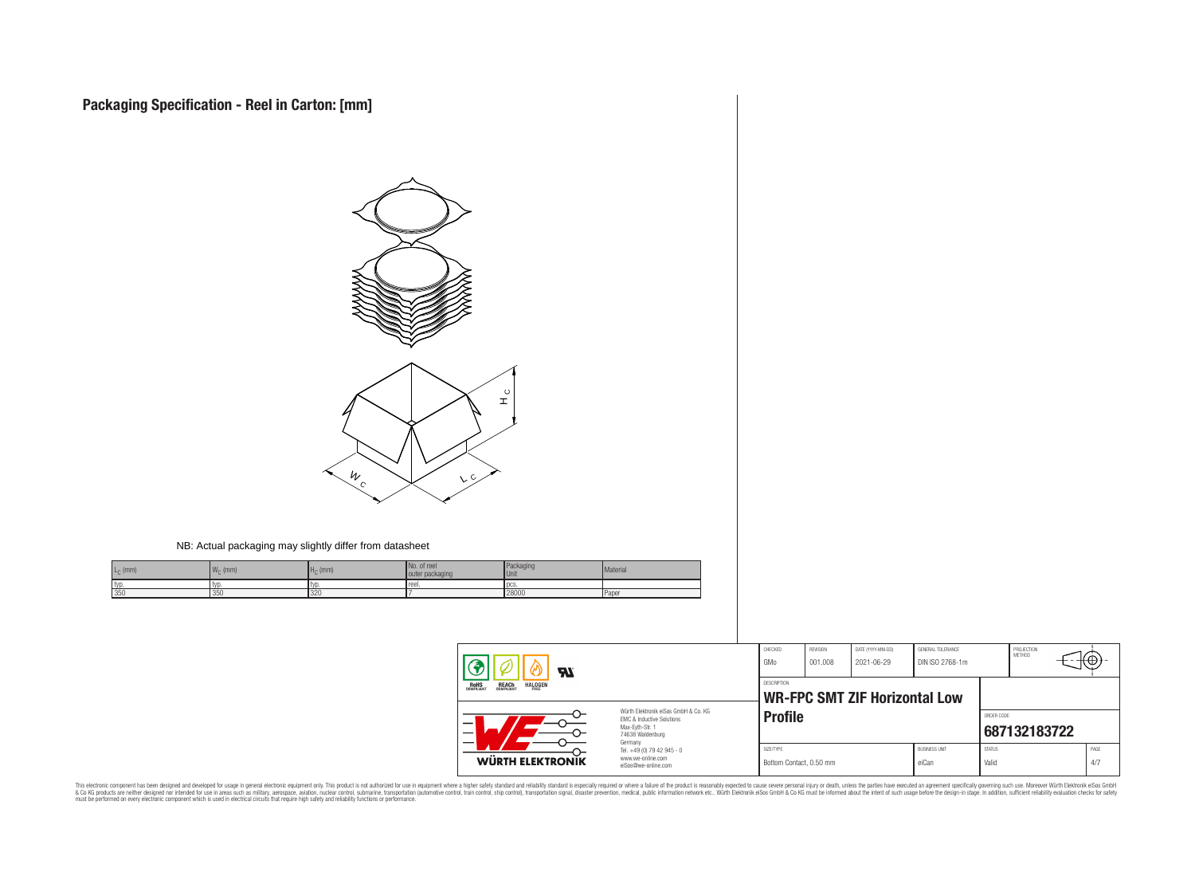# Packaging Specification - Reel in Carton: [mm]

NB: Actual packaging may slightly differ from datasheet

| $L_C$ (mm) | $W_C$ (mm) | $H_C$ (mm) | No. of reel outer packaging | Packaging Unit | Material |
|---|---|---|---|---|---|
| typ. | typ. | typ. | reel. | pcs. | |
| 350 | 350 | 320 | 7 | 28000 | Paper |

| CHECKED | REVISION | DATE (YYYY-MM-DD) | GENERAL TOLERANCE | PROJECTION METHOD |
|---|---|---|---|---|
| GMo | 001.008 | 2021-06-29 | DIN ISO 2768-1m | |

DESCRIPTION: **WR-FPC SMT ZIF Horizontal Low Profile**

ORDER CODE: **687132183722**

| SIZE/TYPE | BUSINESS UNIT | STATUS | PAGE |
|---|---|---|---|
| Bottom Contact, 0.50 mm | eiCan | Valid | 4/7 |

Würth Elektronik eiSos GmbH & Co. KG
EMC & Inductive Solutions
Max-Eyth-Str. 1
74638 Waldenburg
Germany
Tel. +49 (0) 79 42 945 - 0
www.we-online.com
eiSos@we-online.com

This electronic component has been designed and developed for usage in general electronic equipment only. This product is not authorized for use in equipment where a higher safety standard and reliability standard is especially required or where a failure of the product is reasonably expected to cause severe personal injury or death, unless the parties have executed an agreement specifically governing such use. Moreover Würth Elektronik eiSos GmbH & Co KG products are neither designed nor intended for use in areas such as military, aerospace, aviation, nuclear control, submarine, transportation (automotive control, train control, ship control), transportation signal, disaster prevention, medical, public information network etc.. Würth Elektronik eiSos GmbH & Co KG must be informed about the intent of such usage before the design-in stage. In addition, sufficient reliability evaluation checks for safety must be performed on every electronic component which is used in electrical circuits that require high safety and reliability functions or performance.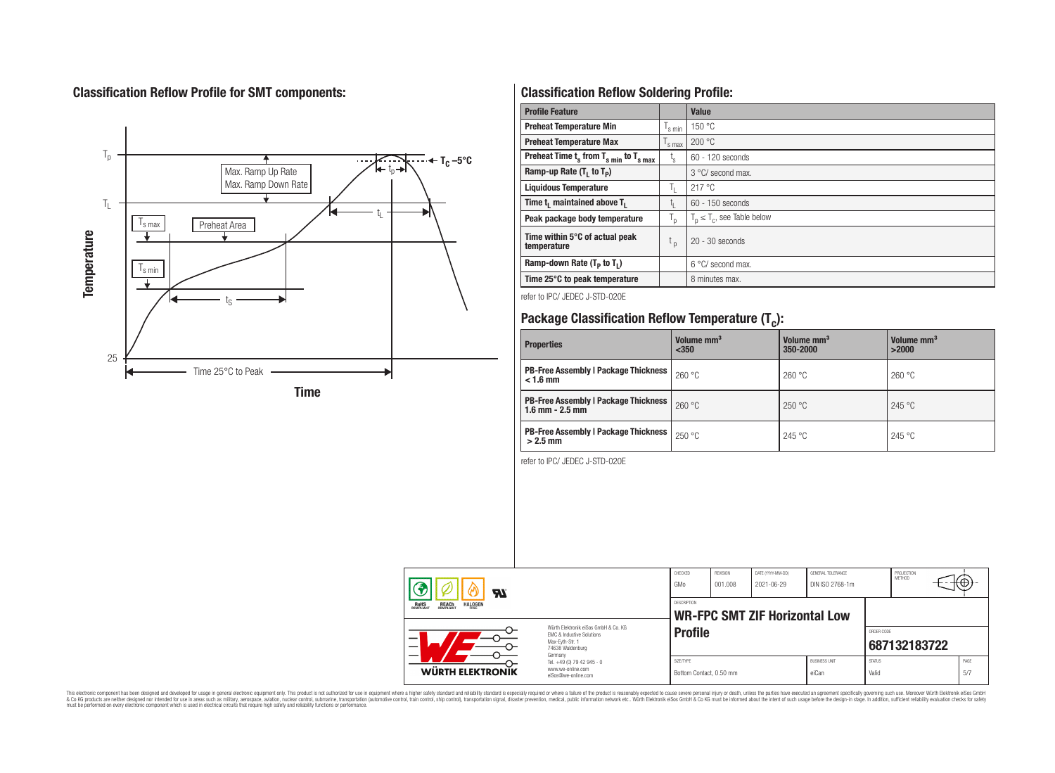## Classification Reflow Profile for SMT components:

## Classification Reflow Soldering Profile:

| Profile Feature | | Value |
|---|---|---|
| Preheat Temperature Min | $T_{s\ min}$ | 150 °C |
| Preheat Temperature Max | $T_{s\ max}$ | 200 °C |
| Preheat Time $t_s$ from $T_{s\ min}$ to $T_{s\ max}$ | $t_s$ | 60 - 120 seconds |
| Ramp-up Rate ($T_L$ to $T_P$) | | 3 °C/ second max. |
| Liquidous Temperature | $T_L$ | 217 °C |
| Time $t_L$ maintained above $T_L$ | $t_L$ | 60 - 150 seconds |
| Peak package body temperature | $T_p$ | $T_p \leq T_c$, see Table below |
| Time within 5°C of actual peak temperature | $t_p$ | 20 - 30 seconds |
| Ramp-down Rate ($T_P$ to $T_L$) | | 6 °C/ second max. |
| Time 25°C to peak temperature | | 8 minutes max. |

refer to IPC/ JEDEC J-STD-020E

## Package Classification Reflow Temperature ($T_c$):

| Properties | Volume mm³ <350 | Volume mm³ 350-2000 | Volume mm³ >2000 |
|---|---|---|---|
| PB-Free Assembly \| Package Thickness < 1.6 mm | 260 °C | 260 °C | 260 °C |
| PB-Free Assembly \| Package Thickness 1.6 mm - 2.5 mm | 260 °C | 250 °C | 245 °C |
| PB-Free Assembly \| Package Thickness > 2.5 mm | 250 °C | 245 °C | 245 °C |

refer to IPC/ JEDEC J-STD-020E

| CHECKED | REVISION | DATE (YYYY-MM-DD) | GENERAL TOLERANCE | PROJECTION METHOD |
|---|---|---|---|---|
| GMo | 001.008 | 2021-06-29 | DIN ISO 2768-1m | |

DESCRIPTION: **WR-FPC SMT ZIF Horizontal Low Profile**

ORDER CODE: **687132183722**

| SIZE/TYPE | BUSINESS UNIT | STATUS | PAGE |
|---|---|---|---|
| Bottom Contact, 0.50 mm | eiCan | Valid | 5/7 |

Würth Elektronik eiSos GmbH & Co. KG
EMC & Inductive Solutions
Max-Eyth-Str. 1
74638 Waldenburg
Germany
Tel. +49 (0) 79 42 945 - 0
www.we-online.com
eiSos@we-online.com

This electronic component has been designed and developed for usage in general electronic equipment only. This product is not authorized for use in equipment where a higher safety standard and reliability standard is especially required or where a failure of the product is reasonably expected to cause severe personal injury or death, unless the parties have executed an agreement specifically governing such use. Moreover Würth Elektronik eiSos GmbH & Co KG products are neither designed nor intended for use in areas such as military, aerospace, aviation, nuclear control, submarine, transportation (automotive control, train control, ship control), transportation signal, disaster prevention, medical, public information network etc.. Würth Elektronik eiSos GmbH & Co KG must be informed about the intent of such usage before the design-in stage. In addition, sufficient reliability evaluation checks for safety must be performed on every electronic component which is used in electrical circuits that require high safety and reliability functions or performance.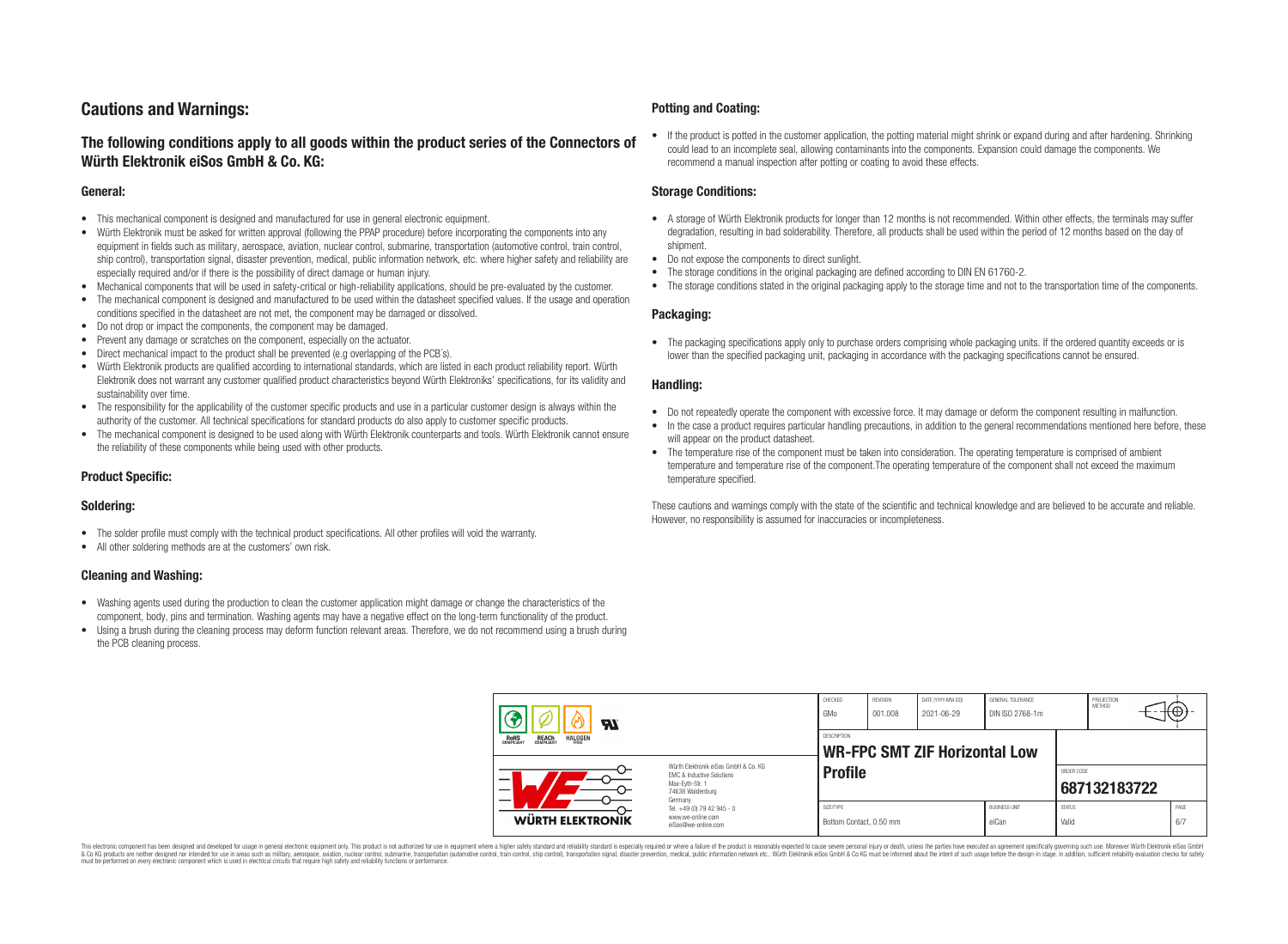# Cautions and Warnings:

## The following conditions apply to all goods within the product series of the Connectors of Würth Elektronik eiSos GmbH & Co. KG:

### General:

- This mechanical component is designed and manufactured for use in general electronic equipment.
- Würth Elektronik must be asked for written approval (following the PPAP procedure) before incorporating the components into any equipment in fields such as military, aerospace, aviation, nuclear control, submarine, transportation (automotive control, train control, ship control), transportation signal, disaster prevention, medical, public information network, etc. where higher safety and reliability are especially required and/or if there is the possibility of direct damage or human injury.
- Mechanical components that will be used in safety-critical or high-reliability applications, should be pre-evaluated by the customer.
- The mechanical component is designed and manufactured to be used within the datasheet specified values. If the usage and operation conditions specified in the datasheet are not met, the component may be damaged or dissolved.
- Do not drop or impact the components, the component may be damaged.
- Prevent any damage or scratches on the component, especially on the actuator.
- Direct mechanical impact to the product shall be prevented (e.g overlapping of the PCB´s).
- Würth Elektronik products are qualified according to international standards, which are listed in each product reliability report. Würth Elektronik does not warrant any customer qualified product characteristics beyond Würth Elektroniks' specifications, for its validity and sustainability over time.
- The responsibility for the applicability of the customer specific products and use in a particular customer design is always within the authority of the customer. All technical specifications for standard products do also apply to customer specific products.
- The mechanical component is designed to be used along with Würth Elektronik counterparts and tools. Würth Elektronik cannot ensure the reliability of these components while being used with other products.

### Product Specific:

### Soldering:

- The solder profile must comply with the technical product specifications. All other profiles will void the warranty.
- All other soldering methods are at the customers' own risk.

### Cleaning and Washing:

- Washing agents used during the production to clean the customer application might damage or change the characteristics of the component, body, pins and termination. Washing agents may have a negative effect on the long-term functionality of the product.
- Using a brush during the cleaning process may deform function relevant areas. Therefore, we do not recommend using a brush during the PCB cleaning process.

### Potting and Coating:

- If the product is potted in the customer application, the potting material might shrink or expand during and after hardening. Shrinking could lead to an incomplete seal, allowing contaminants into the components. Expansion could damage the components. We recommend a manual inspection after potting or coating to avoid these effects.

### Storage Conditions:

- A storage of Würth Elektronik products for longer than 12 months is not recommended. Within other effects, the terminals may suffer degradation, resulting in bad solderability. Therefore, all products shall be used within the period of 12 months based on the day of shipment.
- Do not expose the components to direct sunlight.
- The storage conditions in the original packaging are defined according to DIN EN 61760-2.
- The storage conditions stated in the original packaging apply to the storage time and not to the transportation time of the components.

### Packaging:

- The packaging specifications apply only to purchase orders comprising whole packaging units. If the ordered quantity exceeds or is lower than the specified packaging unit, packaging in accordance with the packaging specifications cannot be ensured.

### Handling:

- Do not repeatedly operate the component with excessive force. It may damage or deform the component resulting in malfunction.
- In the case a product requires particular handling precautions, in addition to the general recommendations mentioned here before, these will appear on the product datasheet.
- The temperature rise of the component must be taken into consideration. The operating temperature is comprised of ambient temperature and temperature rise of the component.The operating temperature of the component shall not exceed the maximum temperature specified.

These cautions and warnings comply with the state of the scientific and technical knowledge and are believed to be accurate and reliable. However, no responsibility is assumed for inaccuracies or incompleteness.

| CHECKED | REVISION | DATE (YYYY-MM-DD) | GENERAL TOLERANCE | PROJECTION METHOD |
|---|---|---|---|---|
| GMo | 001.008 | 2021-06-29 | DIN ISO 2768-1m | |

| DESCRIPTION | ORDER CODE |
|---|---|
| WR-FPC SMT ZIF Horizontal Low Profile | 687132183722 |

| SIZE/TYPE | BUSINESS UNIT | STATUS | PAGE |
|---|---|---|---|
| Bottom Contact, 0.50 mm | eiCan | Valid | 6/7 |

Würth Elektronik eiSos GmbH & Co. KG
EMC & Inductive Solutions
Max-Eyth-Str. 1
74638 Waldenburg
Germany
Tel. +49 (0) 79 42 945 - 0
www.we-online.com
eiSos@we-online.com

This electronic component has been designed and developed for usage in general electronic equipment only. This product is not authorized for use in equipment where a higher safety standard and reliability standard is especially required or where a failure of the product is reasonably expected to cause severe personal injury or death, unless the parties have executed an agreement specifically governing such usage. Moreover Würth Elektronik eiSos GmbH & Co KG products are neither designed nor intended for use in areas such as military, aerospace, aviation, nuclear control, submarine, transportation (automotive control, train control, ship control), transportation signal, disaster prevention, medical, public information network etc.. Würth Elektronik eiSos GmbH & Co KG must be informed about the intent of such usage before the design-in stage. In addition, sufficient reliability evaluation checks for safety must be performed on every electronic component which is used in electrical circuits that require high safety and reliability functions or performance.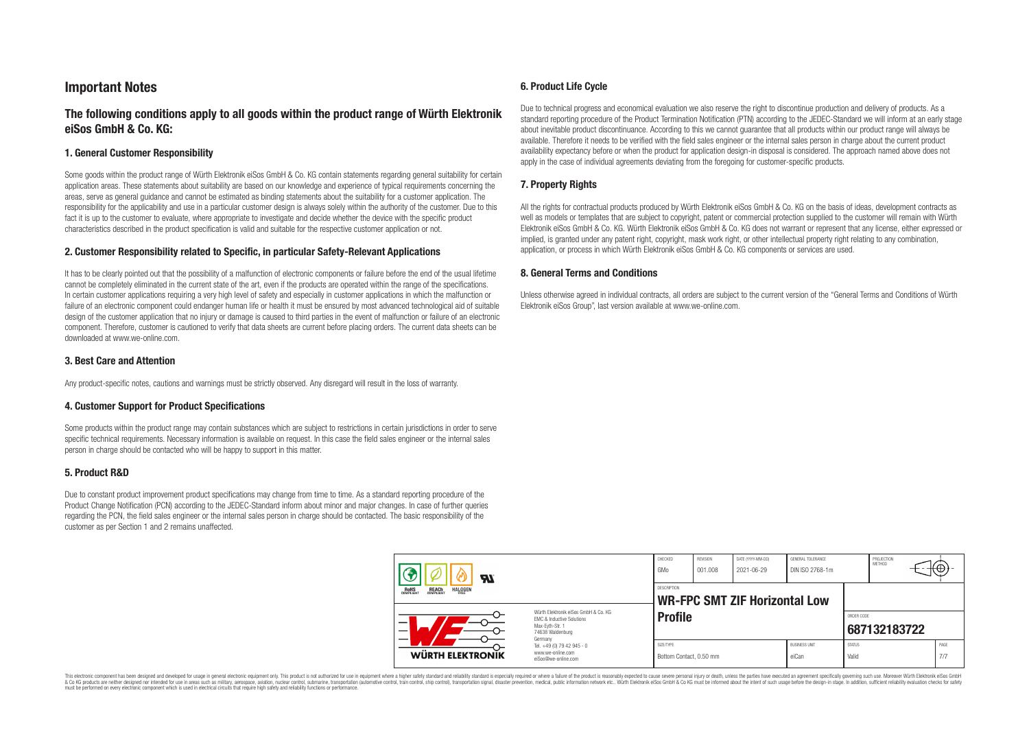# Important Notes

## The following conditions apply to all goods within the product range of Würth Elektronik eiSos GmbH & Co. KG:

### 1. General Customer Responsibility

Some goods within the product range of Würth Elektronik eiSos GmbH & Co. KG contain statements regarding general suitability for certain application areas. These statements about suitability are based on our knowledge and experience of typical requirements concerning the areas, serve as general guidance and cannot be estimated as binding statements about the suitability for a customer application. The responsibility for the applicability and use in a particular customer design is always solely within the authority of the customer. Due to this fact it is up to the customer to evaluate, where appropriate to investigate and decide whether the device with the specific product characteristics described in the product specification is valid and suitable for the respective customer application or not.

### 2. Customer Responsibility related to Specific, in particular Safety-Relevant Applications

It has to be clearly pointed out that the possibility of a malfunction of electronic components or failure before the end of the usual lifetime cannot be completely eliminated in the current state of the art, even if the products are operated within the range of the specifications. In certain customer applications requiring a very high level of safety and especially in customer applications in which the malfunction or failure of an electronic component could endanger human life or health it must be ensured by most advanced technological aid of suitable design of the customer application that no injury or damage is caused to third parties in the event of malfunction or failure of an electronic component. Therefore, customer is cautioned to verify that data sheets are current before placing orders. The current data sheets can be downloaded at www.we-online.com.

### 3. Best Care and Attention

Any product-specific notes, cautions and warnings must be strictly observed. Any disregard will result in the loss of warranty.

### 4. Customer Support for Product Specifications

Some products within the product range may contain substances which are subject to restrictions in certain jurisdictions in order to serve specific technical requirements. Necessary information is available on request. In this case the field sales engineer or the internal sales person in charge should be contacted who will be happy to support in this matter.

### 5. Product R&D

Due to constant product improvement product specifications may change from time to time. As a standard reporting procedure of the Product Change Notification (PCN) according to the JEDEC-Standard inform about minor and major changes. In case of further queries regarding the PCN, the field sales engineer or the internal sales person in charge should be contacted. The basic responsibility of the customer as per Section 1 and 2 remains unaffected.

### 6. Product Life Cycle

Due to technical progress and economical evaluation we also reserve the right to discontinue production and delivery of products. As a standard reporting procedure of the Product Termination Notification (PTN) according to the JEDEC-Standard we will inform at an early stage about inevitable product discontinuance. According to this we cannot guarantee that all products within our product range will always be available. Therefore it needs to be verified with the field sales engineer or the internal sales person in charge about the current product availability expectancy before or when the product for application design-in disposal is considered. The approach named above does not apply in the case of individual agreements deviating from the foregoing for customer-specific products.

### 7. Property Rights

All the rights for contractual products produced by Würth Elektronik eiSos GmbH & Co. KG on the basis of ideas, development contracts as well as models or templates that are subject to copyright, patent or commercial protection supplied to the customer will remain with Würth Elektronik eiSos GmbH & Co. KG. Würth Elektronik eiSos GmbH & Co. KG does not warrant or represent that any license, either expressed or implied, is granted under any patent right, copyright, mask work right, or other intellectual property right relating to any combination, application, or process in which Würth Elektronik eiSos GmbH & Co. KG components or services are used.

### 8. General Terms and Conditions

Unless otherwise agreed in individual contracts, all orders are subject to the current version of the "General Terms and Conditions of Würth Elektronik eiSos Group", last version available at www.we-online.com.

| | | | | | | | |
|---|---|---|---|---|---|---|---|
| RoHS COMPLIANT / REACh COMPLIANT / HALOGEN FREE | | CHECKED GMo | REVISION 001.008 | DATE (YYYY-MM-DD) 2021-06-29 | GENERAL TOLERANCE DIN ISO 2768-1m | PROJECTION METHOD | |
| | | DESCRIPTION **WR-FPC SMT ZIF Horizontal Low Profile** | | | | | |
| WÜRTH ELEKTRONIK | Würth Elektronik eiSos GmbH & Co. KG EMC & Inductive Solutions Max-Eyth-Str. 1 74638 Waldenburg Germany Tel. +49 (0) 79 42 945 - 0 www.we-online.com eiSos@we-online.com | | | | | ORDER CODE **687132183722** | |
| | | SIZE/TYPE Bottom Contact, 0.50 mm | | | BUSINESS UNIT eiCan | STATUS Valid | PAGE 7/7 |

This electronic component has been designed and developed for usage in general electronic equipment only. This product is not authorized for use in equipment where a higher safety standard and reliability standard is especially required or where a failure of the product is reasonably expected to cause severe personal injury or death, unless the parties have executed an agreement specifically governing such use. Moreover Würth Elektronik eiSos GmbH & Co KG products are neither designed nor intended for use in areas such as military, aerospace, aviation, nuclear control, submarine, transportation (automotive control, train control, ship control), transportation signal, disaster prevention, medical, public information network etc.. Würth Elektronik eiSos GmbH & Co KG must be informed about the intent of such usage before the design-in stage. In addition, sufficient reliability evaluation checks for safety must be performed on every electronic component which is used in electrical circuits that require high safety and reliability functions or performance.